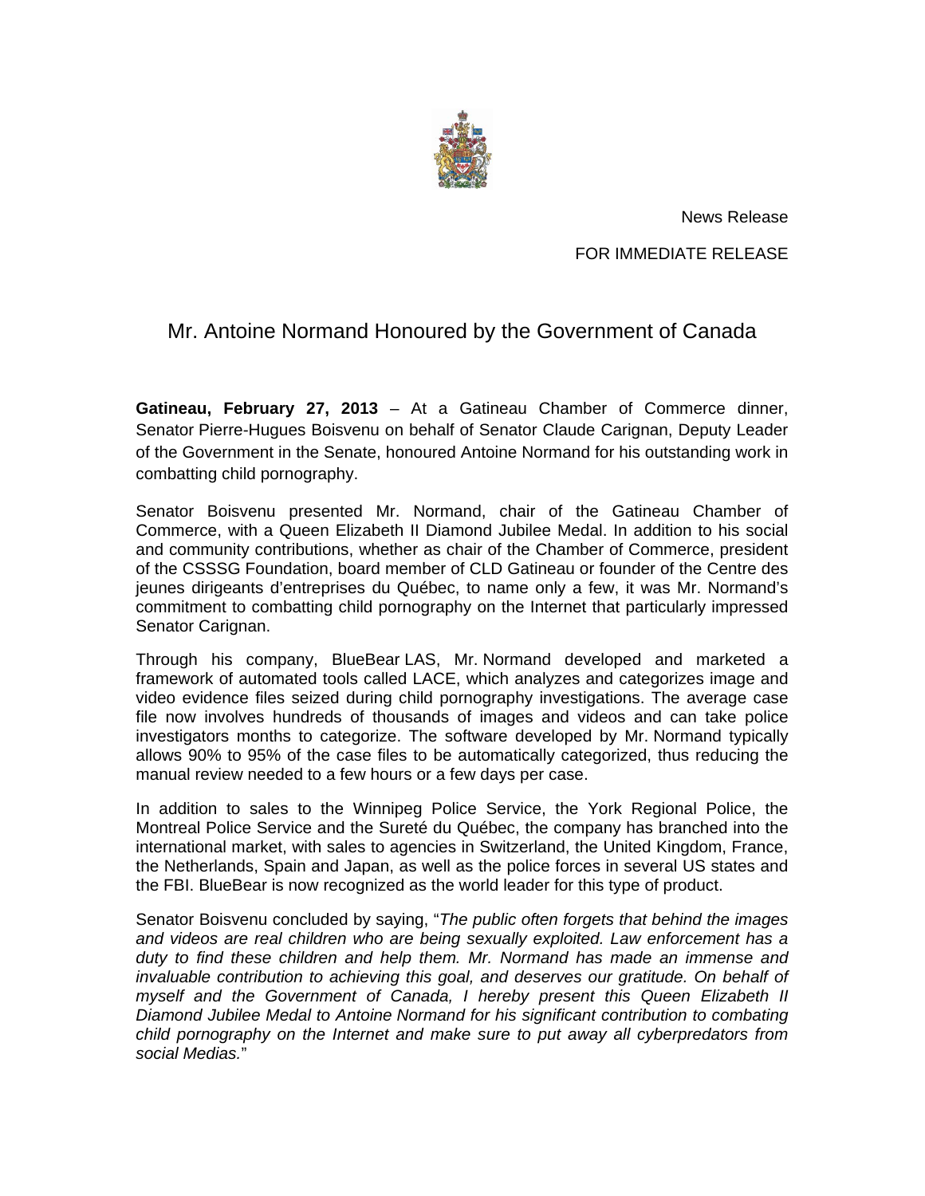News Release

FOR IMMEDIATE RELEASE

# Mr. Antoine Normand Honoured by the Government of Canada

**Gatineau, February 27, 2013** – At a Gatineau Chamber of Commerce dinner, Senator Pierre-Hugues Boisvenu on behalf of Senator Claude Carignan, Deputy Leader of the Government in the Senate, honoured Antoine Normand for his outstanding work in combatting child pornography.

Senator Boisvenu presented Mr. Normand, chair of the Gatineau Chamber of Commerce, with a Queen Elizabeth II Diamond Jubilee Medal. In addition to his social and community contributions, whether as chair of the Chamber of Commerce, president of the CSSSG Foundation, board member of CLD Gatineau or founder of the Centre des jeunes dirigeants d'entreprises du Québec, to name only a few, it was Mr. Normand's commitment to combatting child pornography on the Internet that particularly impressed Senator Carignan.

Through his company, BlueBear LAS, Mr. Normand developed and marketed a framework of automated tools called LACE, which analyzes and categorizes image and video evidence files seized during child pornography investigations. The average case file now involves hundreds of thousands of images and videos and can take police investigators months to categorize. The software developed by Mr. Normand typically allows 90% to 95% of the case files to be automatically categorized, thus reducing the manual review needed to a few hours or a few days per case.

In addition to sales to the Winnipeg Police Service, the York Regional Police, the Montreal Police Service and the Sureté du Québec, the company has branched into the international market, with sales to agencies in Switzerland, the United Kingdom, France, the Netherlands, Spain and Japan, as well as the police forces in several US states and the FBI. BlueBear is now recognized as the world leader for this type of product.

Senator Boisvenu concluded by saying, "*The public often forgets that behind the images and videos are real children who are being sexually exploited. Law enforcement has a duty to find these children and help them. Mr. Normand has made an immense and invaluable contribution to achieving this goal, and deserves our gratitude. On behalf of myself and the Government of Canada, I hereby present this Queen Elizabeth II Diamond Jubilee Medal to Antoine Normand for his significant contribution to combating child pornography on the Internet and make sure to put away all cyberpredators from social Medias.*"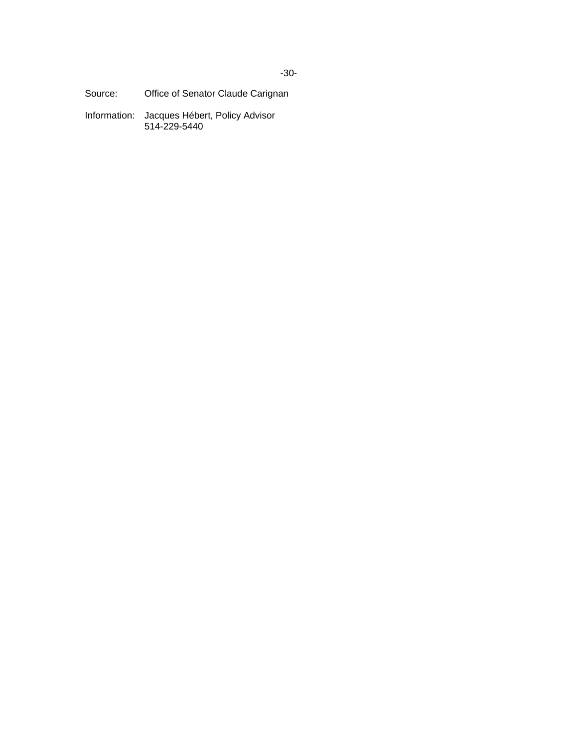-30-

Source: Office of Senator Claude Carignan

Information: Jacques Hébert, Policy Advisor
514-229-5440